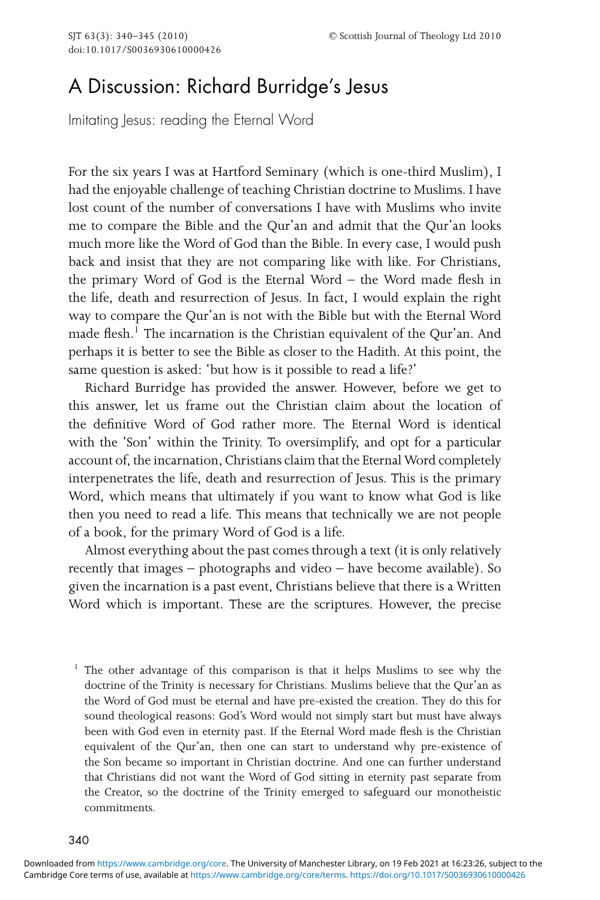# A Discussion: Richard Burridge's Jesus

## Imitating Jesus: reading the Eternal Word

For the six years I was at Hartford Seminary (which is one-third Muslim), I had the enjoyable challenge of teaching Christian doctrine to Muslims. I have lost count of the number of conversations I have with Muslims who invite me to compare the Bible and the Qur'an and admit that the Qur'an looks much more like the Word of God than the Bible. In every case, I would push back and insist that they are not comparing like with like. For Christians, the primary Word of God is the Eternal Word – the Word made flesh in the life, death and resurrection of Jesus. In fact, I would explain the right way to compare the Qur'an is not with the Bible but with the Eternal Word made flesh.[1] The incarnation is the Christian equivalent of the Qur'an. And perhaps it is better to see the Bible as closer to the Hadith. At this point, the same question is asked: 'but how is it possible to read a life?'

Richard Burridge has provided the answer. However, before we get to this answer, let us frame out the Christian claim about the location of the definitive Word of God rather more. The Eternal Word is identical with the 'Son' within the Trinity. To oversimplify, and opt for a particular account of, the incarnation, Christians claim that the Eternal Word completely interpenetrates the life, death and resurrection of Jesus. This is the primary Word, which means that ultimately if you want to know what God is like then you need to read a life. This means that technically we are not people of a book, for the primary Word of God is a life.

Almost everything about the past comes through a text (it is only relatively recently that images – photographs and video – have become available). So given the incarnation is a past event, Christians believe that there is a Written Word which is important. These are the scriptures. However, the precise

[1] The other advantage of this comparison is that it helps Muslims to see why the doctrine of the Trinity is necessary for Christians. Muslims believe that the Qur'an as the Word of God must be eternal and have pre-existed the creation. They do this for sound theological reasons: God's Word would not simply start but must have always been with God even in eternity past. If the Eternal Word made flesh is the Christian equivalent of the Qur'an, then one can start to understand why pre-existence of the Son became so important in Christian doctrine. And one can further understand that Christians did not want the Word of God sitting in eternity past separate from the Creator, so the doctrine of the Trinity emerged to safeguard our monotheistic commitments.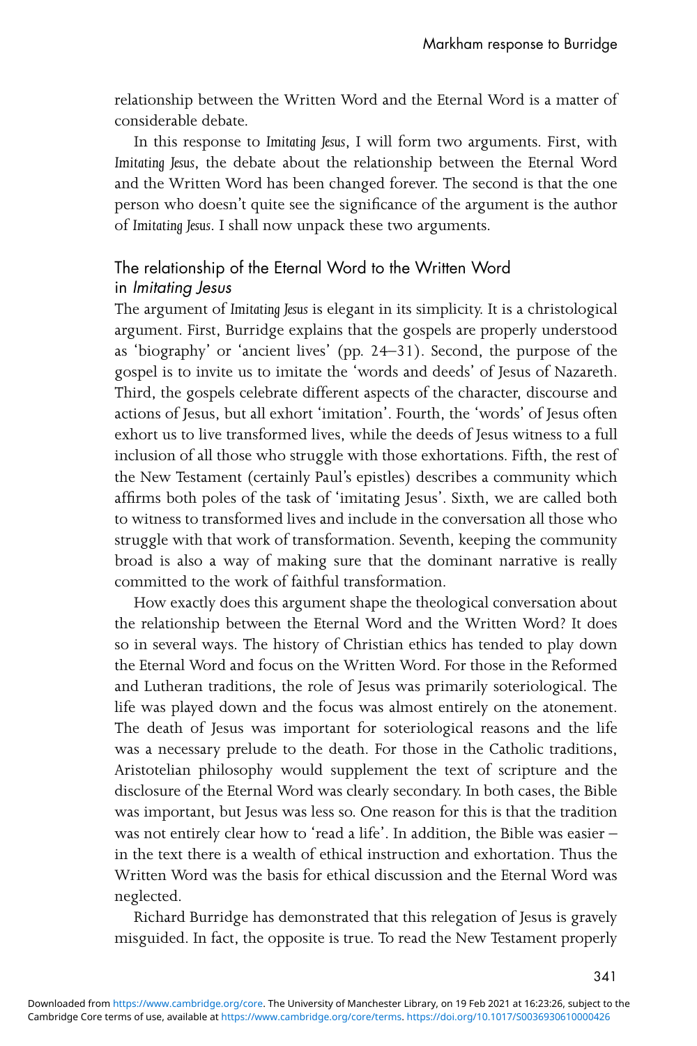relationship between the Written Word and the Eternal Word is a matter of considerable debate.

In this response to *Imitating Jesus*, I will form two arguments. First, with *Imitating Jesus*, the debate about the relationship between the Eternal Word and the Written Word has been changed forever. The second is that the one person who doesn't quite see the significance of the argument is the author of *Imitating Jesus*. I shall now unpack these two arguments.

## The relationship of the Eternal Word to the Written Word in *Imitating Jesus*

The argument of *Imitating Jesus* is elegant in its simplicity. It is a christological argument. First, Burridge explains that the gospels are properly understood as 'biography' or 'ancient lives' (pp. 24–31). Second, the purpose of the gospel is to invite us to imitate the 'words and deeds' of Jesus of Nazareth. Third, the gospels celebrate different aspects of the character, discourse and actions of Jesus, but all exhort 'imitation'. Fourth, the 'words' of Jesus often exhort us to live transformed lives, while the deeds of Jesus witness to a full inclusion of all those who struggle with those exhortations. Fifth, the rest of the New Testament (certainly Paul's epistles) describes a community which affirms both poles of the task of 'imitating Jesus'. Sixth, we are called both to witness to transformed lives and include in the conversation all those who struggle with that work of transformation. Seventh, keeping the community broad is also a way of making sure that the dominant narrative is really committed to the work of faithful transformation.

How exactly does this argument shape the theological conversation about the relationship between the Eternal Word and the Written Word? It does so in several ways. The history of Christian ethics has tended to play down the Eternal Word and focus on the Written Word. For those in the Reformed and Lutheran traditions, the role of Jesus was primarily soteriological. The life was played down and the focus was almost entirely on the atonement. The death of Jesus was important for soteriological reasons and the life was a necessary prelude to the death. For those in the Catholic traditions, Aristotelian philosophy would supplement the text of scripture and the disclosure of the Eternal Word was clearly secondary. In both cases, the Bible was important, but Jesus was less so. One reason for this is that the tradition was not entirely clear how to 'read a life'. In addition, the Bible was easier – in the text there is a wealth of ethical instruction and exhortation. Thus the Written Word was the basis for ethical discussion and the Eternal Word was neglected.

Richard Burridge has demonstrated that this relegation of Jesus is gravely misguided. In fact, the opposite is true. To read the New Testament properly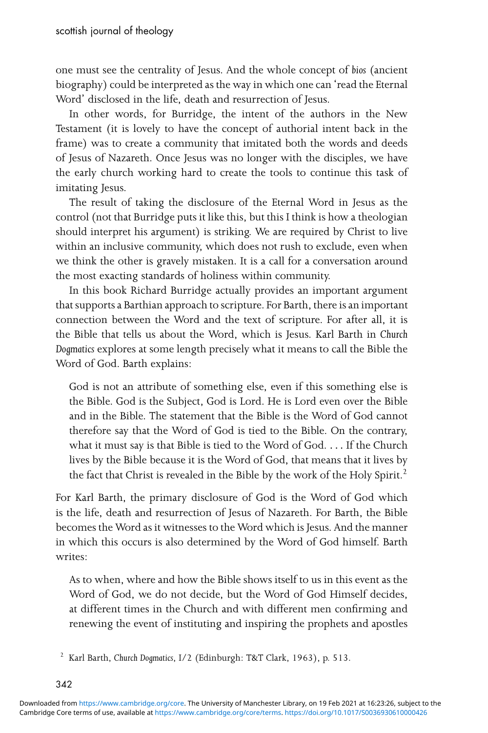one must see the centrality of Jesus. And the whole concept of *bios* (ancient biography) could be interpreted as the way in which one can 'read the Eternal Word' disclosed in the life, death and resurrection of Jesus.

In other words, for Burridge, the intent of the authors in the New Testament (it is lovely to have the concept of authorial intent back in the frame) was to create a community that imitated both the words and deeds of Jesus of Nazareth. Once Jesus was no longer with the disciples, we have the early church working hard to create the tools to continue this task of imitating Jesus.

The result of taking the disclosure of the Eternal Word in Jesus as the control (not that Burridge puts it like this, but this I think is how a theologian should interpret his argument) is striking. We are required by Christ to live within an inclusive community, which does not rush to exclude, even when we think the other is gravely mistaken. It is a call for a conversation around the most exacting standards of holiness within community.

In this book Richard Burridge actually provides an important argument that supports a Barthian approach to scripture. For Barth, there is an important connection between the Word and the text of scripture. For after all, it is the Bible that tells us about the Word, which is Jesus. Karl Barth in *Church Dogmatics* explores at some length precisely what it means to call the Bible the Word of God. Barth explains:

> God is not an attribute of something else, even if this something else is the Bible. God is the Subject, God is Lord. He is Lord even over the Bible and in the Bible. The statement that the Bible is the Word of God cannot therefore say that the Word of God is tied to the Bible. On the contrary, what it must say is that Bible is tied to the Word of God. . . . If the Church lives by the Bible because it is the Word of God, that means that it lives by the fact that Christ is revealed in the Bible by the work of the Holy Spirit.[2]

For Karl Barth, the primary disclosure of God is the Word of God which is the life, death and resurrection of Jesus of Nazareth. For Barth, the Bible becomes the Word as it witnesses to the Word which is Jesus. And the manner in which this occurs is also determined by the Word of God himself. Barth writes:

> As to when, where and how the Bible shows itself to us in this event as the Word of God, we do not decide, but the Word of God Himself decides, at different times in the Church and with different men confirming and renewing the event of instituting and inspiring the prophets and apostles

[2] Karl Barth, *Church Dogmatics*, I/2 (Edinburgh: T&T Clark, 1963), p. 513.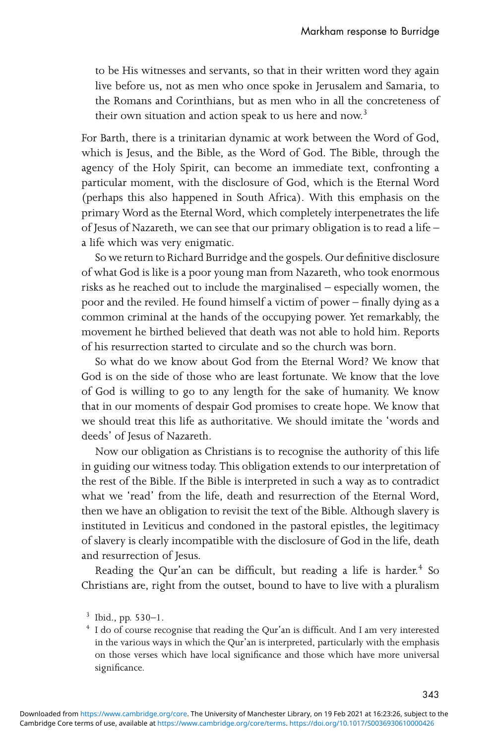to be His witnesses and servants, so that in their written word they again live before us, not as men who once spoke in Jerusalem and Samaria, to the Romans and Corinthians, but as men who in all the concreteness of their own situation and action speak to us here and now.[3]

For Barth, there is a trinitarian dynamic at work between the Word of God, which is Jesus, and the Bible, as the Word of God. The Bible, through the agency of the Holy Spirit, can become an immediate text, confronting a particular moment, with the disclosure of God, which is the Eternal Word (perhaps this also happened in South Africa). With this emphasis on the primary Word as the Eternal Word, which completely interpenetrates the life of Jesus of Nazareth, we can see that our primary obligation is to read a life – a life which was very enigmatic.

So we return to Richard Burridge and the gospels. Our definitive disclosure of what God is like is a poor young man from Nazareth, who took enormous risks as he reached out to include the marginalised – especially women, the poor and the reviled. He found himself a victim of power – finally dying as a common criminal at the hands of the occupying power. Yet remarkably, the movement he birthed believed that death was not able to hold him. Reports of his resurrection started to circulate and so the church was born.

So what do we know about God from the Eternal Word? We know that God is on the side of those who are least fortunate. We know that the love of God is willing to go to any length for the sake of humanity. We know that in our moments of despair God promises to create hope. We know that we should treat this life as authoritative. We should imitate the 'words and deeds' of Jesus of Nazareth.

Now our obligation as Christians is to recognise the authority of this life in guiding our witness today. This obligation extends to our interpretation of the rest of the Bible. If the Bible is interpreted in such a way as to contradict what we 'read' from the life, death and resurrection of the Eternal Word, then we have an obligation to revisit the text of the Bible. Although slavery is instituted in Leviticus and condoned in the pastoral epistles, the legitimacy of slavery is clearly incompatible with the disclosure of God in the life, death and resurrection of Jesus.

Reading the Qur'an can be difficult, but reading a life is harder.[4] So Christians are, right from the outset, bound to have to live with a pluralism

[3] Ibid., pp. 530–1.

[4] I do of course recognise that reading the Qur'an is difficult. And I am very interested in the various ways in which the Qur'an is interpreted, particularly with the emphasis on those verses which have local significance and those which have more universal significance.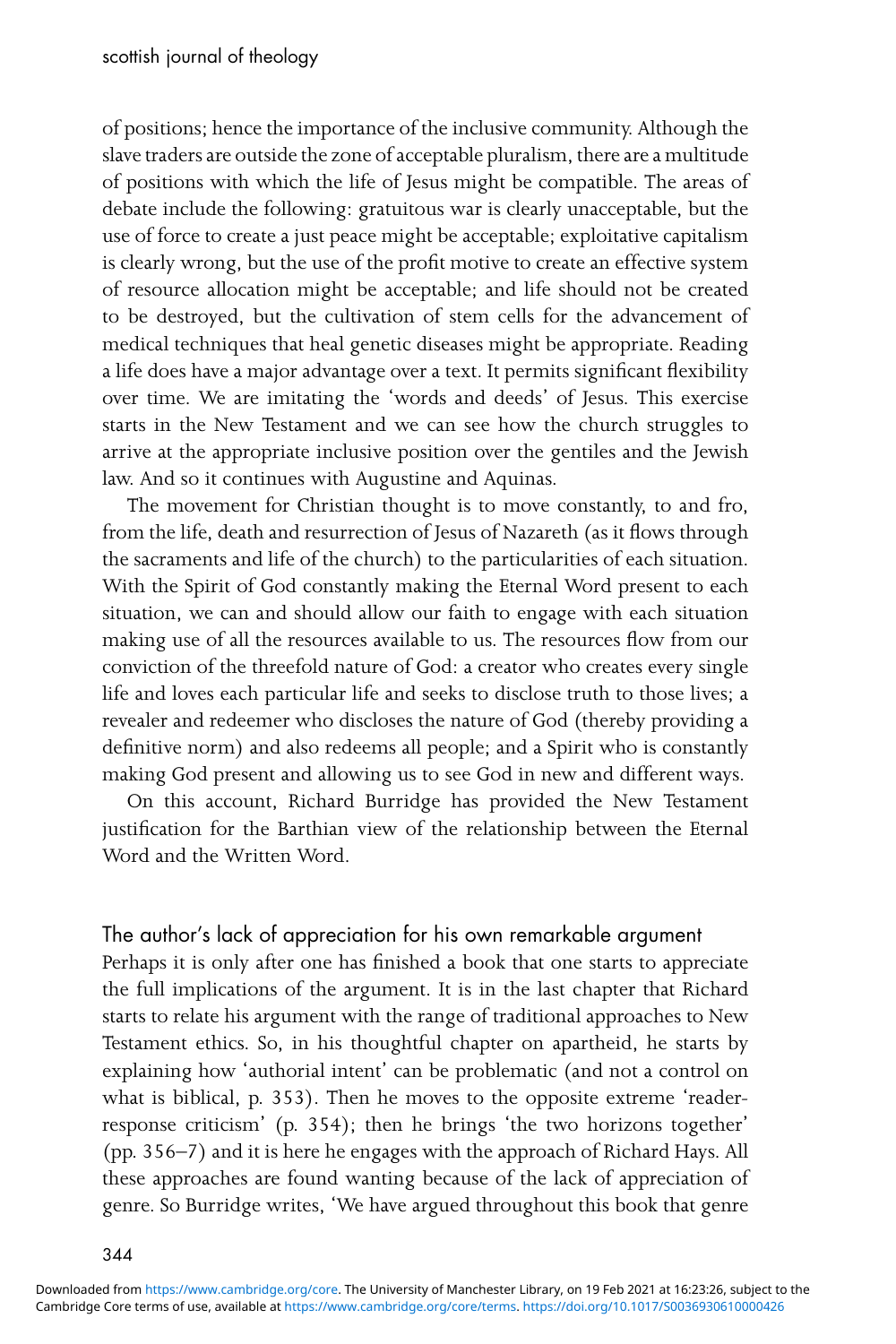of positions; hence the importance of the inclusive community. Although the slave traders are outside the zone of acceptable pluralism, there are a multitude of positions with which the life of Jesus might be compatible. The areas of debate include the following: gratuitous war is clearly unacceptable, but the use of force to create a just peace might be acceptable; exploitative capitalism is clearly wrong, but the use of the profit motive to create an effective system of resource allocation might be acceptable; and life should not be created to be destroyed, but the cultivation of stem cells for the advancement of medical techniques that heal genetic diseases might be appropriate. Reading a life does have a major advantage over a text. It permits significant flexibility over time. We are imitating the 'words and deeds' of Jesus. This exercise starts in the New Testament and we can see how the church struggles to arrive at the appropriate inclusive position over the gentiles and the Jewish law. And so it continues with Augustine and Aquinas.

The movement for Christian thought is to move constantly, to and fro, from the life, death and resurrection of Jesus of Nazareth (as it flows through the sacraments and life of the church) to the particularities of each situation. With the Spirit of God constantly making the Eternal Word present to each situation, we can and should allow our faith to engage with each situation making use of all the resources available to us. The resources flow from our conviction of the threefold nature of God: a creator who creates every single life and loves each particular life and seeks to disclose truth to those lives; a revealer and redeemer who discloses the nature of God (thereby providing a definitive norm) and also redeems all people; and a Spirit who is constantly making God present and allowing us to see God in new and different ways.

On this account, Richard Burridge has provided the New Testament justification for the Barthian view of the relationship between the Eternal Word and the Written Word.

## The author's lack of appreciation for his own remarkable argument

Perhaps it is only after one has finished a book that one starts to appreciate the full implications of the argument. It is in the last chapter that Richard starts to relate his argument with the range of traditional approaches to New Testament ethics. So, in his thoughtful chapter on apartheid, he starts by explaining how 'authorial intent' can be problematic (and not a control on what is biblical, p. 353). Then he moves to the opposite extreme 'reader-response criticism' (p. 354); then he brings 'the two horizons together' (pp. 356–7) and it is here he engages with the approach of Richard Hays. All these approaches are found wanting because of the lack of appreciation of genre. So Burridge writes, 'We have argued throughout this book that genre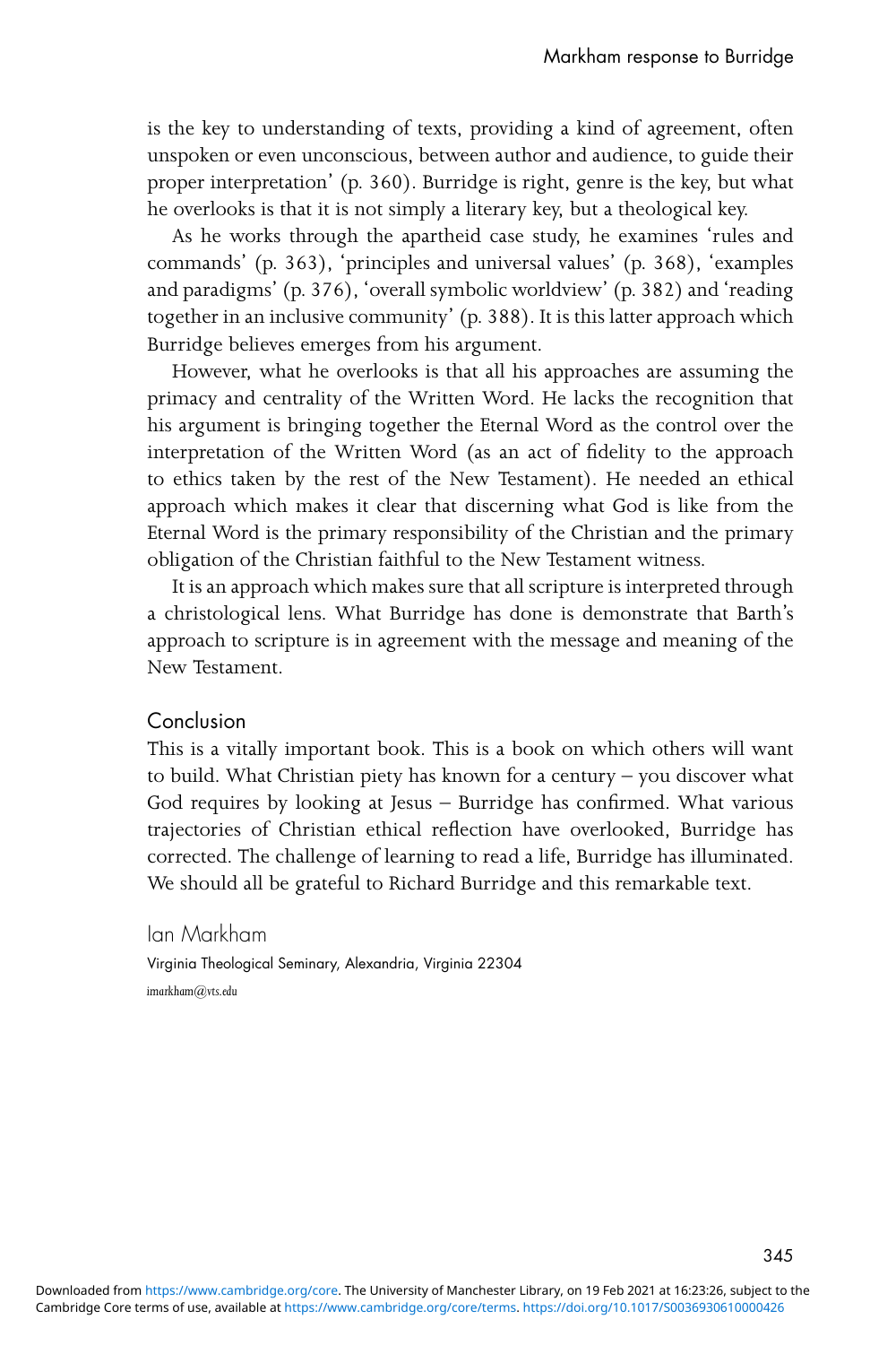is the key to understanding of texts, providing a kind of agreement, often unspoken or even unconscious, between author and audience, to guide their proper interpretation' (p. 360). Burridge is right, genre is the key, but what he overlooks is that it is not simply a literary key, but a theological key.

As he works through the apartheid case study, he examines 'rules and commands' (p. 363), 'principles and universal values' (p. 368), 'examples and paradigms' (p. 376), 'overall symbolic worldview' (p. 382) and 'reading together in an inclusive community' (p. 388). It is this latter approach which Burridge believes emerges from his argument.

However, what he overlooks is that all his approaches are assuming the primacy and centrality of the Written Word. He lacks the recognition that his argument is bringing together the Eternal Word as the control over the interpretation of the Written Word (as an act of fidelity to the approach to ethics taken by the rest of the New Testament). He needed an ethical approach which makes it clear that discerning what God is like from the Eternal Word is the primary responsibility of the Christian and the primary obligation of the Christian faithful to the New Testament witness.

It is an approach which makes sure that all scripture is interpreted through a christological lens. What Burridge has done is demonstrate that Barth's approach to scripture is in agreement with the message and meaning of the New Testament.

## Conclusion

This is a vitally important book. This is a book on which others will want to build. What Christian piety has known for a century – you discover what God requires by looking at Jesus – Burridge has confirmed. What various trajectories of Christian ethical reflection have overlooked, Burridge has corrected. The challenge of learning to read a life, Burridge has illuminated. We should all be grateful to Richard Burridge and this remarkable text.

Ian Markham

Virginia Theological Seminary, Alexandria, Virginia 22304

*imarkham@vts.edu*